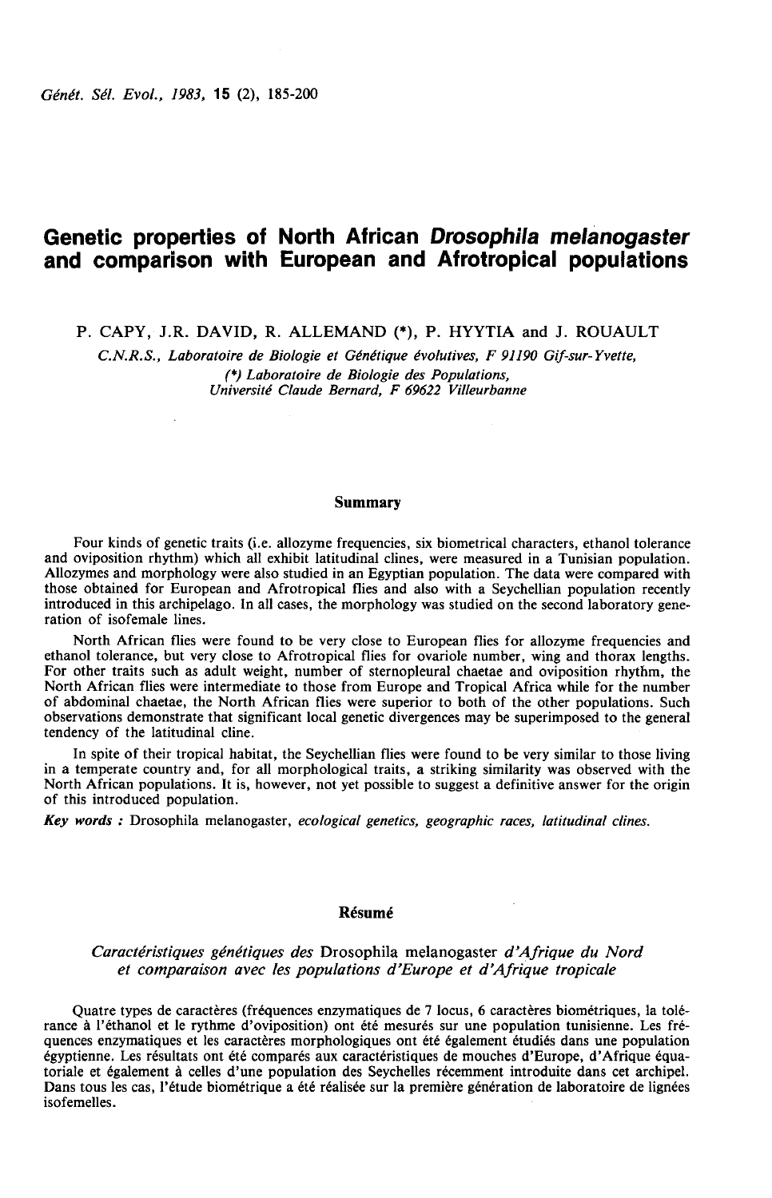# Genetic properties of North African *Drosophila melanogaster* and comparison with European and Afrotropical populations

P. CAPY, J.R. DAVID, R. ALLEMAND (*), P. HYYTIA and J. ROUAULT

*C.N.R.S., Laboratoire de Biologie et Génétique évolutives, F 91190 Gif-sur-Yvette,*
*(*) Laboratoire de Biologie des Populations,*
*Université Claude Bernard, F 69622 Villeurbanne*

## Summary

Four kinds of genetic traits (i.e. allozyme frequencies, six biometrical characters, ethanol tolerance and oviposition rhythm) which all exhibit latitudinal clines, were measured in a Tunisian population. Allozymes and morphology were also studied in an Egyptian population. The data were compared with those obtained for European and Afrotropical flies and also with a Seychellian population recently introduced in this archipelago. In all cases, the morphology was studied on the second laboratory generation of isofemale lines.

North African flies were found to be very close to European flies for allozyme frequencies and ethanol tolerance, but very close to Afrotropical flies for ovariole number, wing and thorax lengths. For other traits such as adult weight, number of sternopleural chaetae and oviposition rhythm, the North African flies were intermediate to those from Europe and Tropical Africa while for the number of abdominal chaetae, the North African flies were superior to both of the other populations. Such observations demonstrate that significant local genetic divergences may be superimposed to the general tendency of the latitudinal cline.

In spite of their tropical habitat, the Seychellian flies were found to be very similar to those living in a temperate country and, for all morphological traits, a striking similarity was observed with the North African populations. It is, however, not yet possible to suggest a definitive answer for the origin of this introduced population.

*Key words :* Drosophila melanogaster, *ecological genetics, geographic races, latitudinal clines.*

## Résumé

*Caractéristiques génétiques des* Drosophila melanogaster *d'Afrique du Nord et comparaison avec les populations d'Europe et d'Afrique tropicale*

Quatre types de caractères (fréquences enzymatiques de 7 locus, 6 caractères biométriques, la tolérance à l'éthanol et le rythme d'oviposition) ont été mesurés sur une population tunisienne. Les fréquences enzymatiques et les caractères morphologiques ont été également étudiés dans une population égyptienne. Les résultats ont été comparés aux caractéristiques de mouches d'Europe, d'Afrique équatoriale et également à celles d'une population des Seychelles récemment introduite dans cet archipel. Dans tous les cas, l'étude biométrique a été réalisée sur la première génération de laboratoire de lignées isofemelles.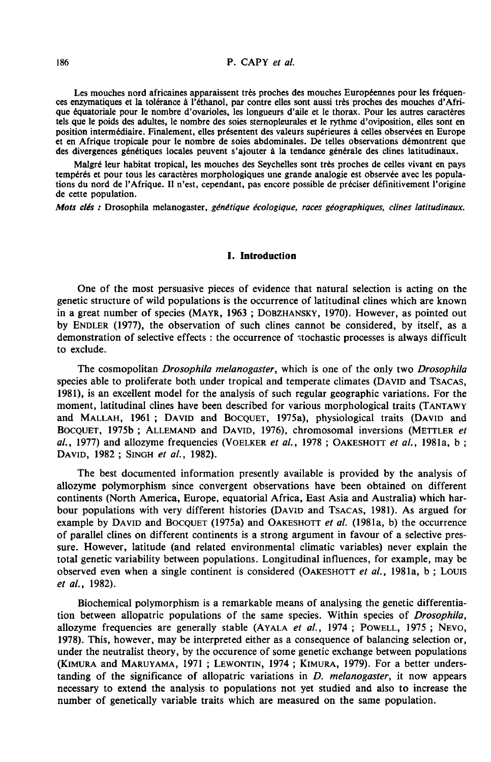Les mouches nord africaines apparaissent très proches des mouches Européennes pour les fréquences enzymatiques et la tolérance à l'éthanol, par contre elles sont aussi très proches des mouches d'Afrique équatoriale pour le nombre d'ovarioles, les longueurs d'aile et le thorax. Pour les autres caractères tels que le poids des adultes, le nombre des soies sternopleurales et le rythme d'oviposition, elles sont en position intermédiaire. Finalement, elles présentent des valeurs supérieures à celles observées en Europe et en Afrique tropicale pour le nombre de soies abdominales. De telles observations démontrent que des divergences génétiques locales peuvent s'ajouter à la tendance générale des clines latitudinaux.

Malgré leur habitat tropical, les mouches des Seychelles sont très proches de celles vivant en pays tempérés et pour tous les caractères morphologiques une grande analogie est observée avec les populations du nord de l'Afrique. Il n'est, cependant, pas encore possible de préciser définitivement l'origine de cette population.

*Mots clés :* Drosophila melanogaster, *génétique écologique, races géographiques, clines latitudinaux.*

## I. Introduction

One of the most persuasive pieces of evidence that natural selection is acting on the genetic structure of wild populations is the occurrence of latitudinal clines which are known in a great number of species (MAYR, 1963 ; DOBZHANSKY, 1970). However, as pointed out by ENDLER (1977), the observation of such clines cannot be considered, by itself, as a demonstration of selective effects : the occurrence of stochastic processes is always difficult to exclude.

The cosmopolitan *Drosophila melanogaster*, which is one of the only two *Drosophila* species able to proliferate both under tropical and temperate climates (DAVID and TSACAS, 1981), is an excellent model for the analysis of such regular geographic variations. For the moment, latitudinal clines have been described for various morphological traits (TANTAWY and MALLAH, 1961 ; DAVID and BOCQUET, 1975a), physiological traits (DAVID and BOCQUET, 1975b ; ALLEMAND and DAVID, 1976), chromosomal inversions (METTLER *et al.*, 1977) and allozyme frequencies (VOELKER *et al.*, 1978 ; OAKESHOTT *et al.*, 1981a, b ; DAVID, 1982 ; SINGH *et al.*, 1982).

The best documented information presently available is provided by the analysis of allozyme polymorphism since convergent observations have been obtained on different continents (North America, Europe, equatorial Africa, East Asia and Australia) which harbour populations with very different histories (DAVID and TSACAS, 1981). As argued for example by DAVID and BOCQUET (1975a) and OAKESHOTT *et al.* (1981a, b) the occurrence of parallel clines on different continents is a strong argument in favour of a selective pressure. However, latitude (and related environmental climatic variables) never explain the total genetic variability between populations. Longitudinal influences, for example, may be observed even when a single continent is considered (OAKESHOTT *et al.*, 1981a, b ; LOUIS *et al.*, 1982).

Biochemical polymorphism is a remarkable means of analysing the genetic differentiation between allopatric populations of the same species. Within species of *Drosophila*, allozyme frequencies are generally stable (AYALA *et al.*, 1974 ; POWELL, 1975 ; NEVO, 1978). This, however, may be interpreted either as a consequence of balancing selection or, under the neutralist theory, by the occurence of some genetic exchange between populations (KIMURA and MARUYAMA, 1971 ; LEWONTIN, 1974 ; KIMURA, 1979). For a better understanding of the significance of allopatric variations in *D. melanogaster*, it now appears necessary to extend the analysis to populations not yet studied and also to increase the number of genetically variable traits which are measured on the same population.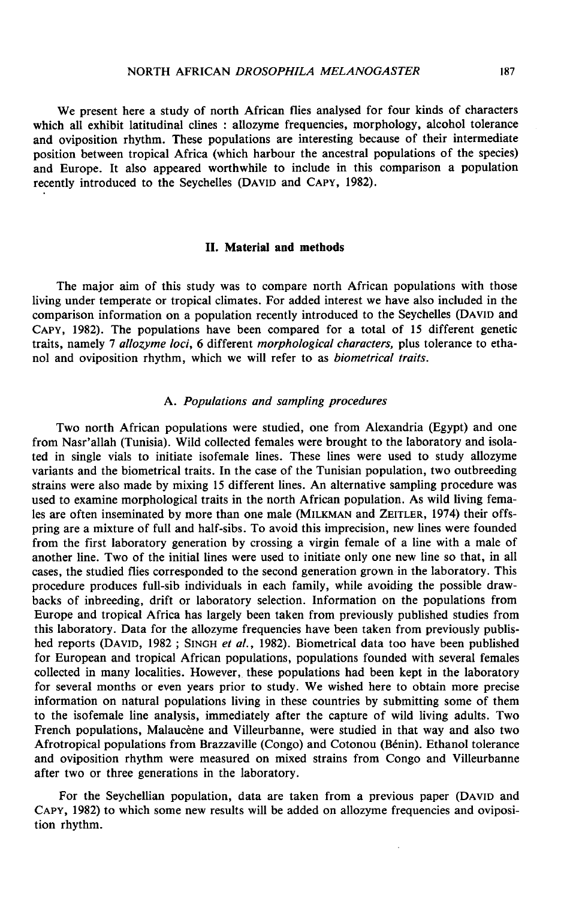We present here a study of north African flies analysed for four kinds of characters which all exhibit latitudinal clines : allozyme frequencies, morphology, alcohol tolerance and oviposition rhythm. These populations are interesting because of their intermediate position between tropical Africa (which harbour the ancestral populations of the species) and Europe. It also appeared worthwhile to include in this comparison a population recently introduced to the Seychelles (DAVID and CAPY, 1982).

## II. Material and methods

The major aim of this study was to compare north African populations with those living under temperate or tropical climates. For added interest we have also included in the comparison information on a population recently introduced to the Seychelles (DAVID and CAPY, 1982). The populations have been compared for a total of 15 different genetic traits, namely 7 *allozyme loci*, 6 different *morphological characters*, plus tolerance to ethanol and oviposition rhythm, which we will refer to as *biometrical traits*.

### A. *Populations and sampling procedures*

Two north African populations were studied, one from Alexandria (Egypt) and one from Nasr'allah (Tunisia). Wild collected females were brought to the laboratory and isolated in single vials to initiate isofemale lines. These lines were used to study allozyme variants and the biometrical traits. In the case of the Tunisian population, two outbreeding strains were also made by mixing 15 different lines. An alternative sampling procedure was used to examine morphological traits in the north African population. As wild living females are often inseminated by more than one male (MILKMAN and ZEITLER, 1974) their offspring are a mixture of full and half-sibs. To avoid this imprecision, new lines were founded from the first laboratory generation by crossing a virgin female of a line with a male of another line. Two of the initial lines were used to initiate only one new line so that, in all cases, the studied flies corresponded to the second generation grown in the laboratory. This procedure produces full-sib individuals in each family, while avoiding the possible drawbacks of inbreeding, drift or laboratory selection. Information on the populations from Europe and tropical Africa has largely been taken from previously published studies from this laboratory. Data for the allozyme frequencies have been taken from previously published reports (DAVID, 1982 ; SINGH *et al.*, 1982). Biometrical data too have been published for European and tropical African populations, populations founded with several females collected in many localities. However, these populations had been kept in the laboratory for several months or even years prior to study. We wished here to obtain more precise information on natural populations living in these countries by submitting some of them to the isofemale line analysis, immediately after the capture of wild living adults. Two French populations, Malaucène and Villeurbanne, were studied in that way and also two Afrotropical populations from Brazzaville (Congo) and Cotonou (Bénin). Ethanol tolerance and oviposition rhythm were measured on mixed strains from Congo and Villeurbanne after two or three generations in the laboratory.

For the Seychellian population, data are taken from a previous paper (DAVID and CAPY, 1982) to which some new results will be added on allozyme frequencies and oviposition rhythm.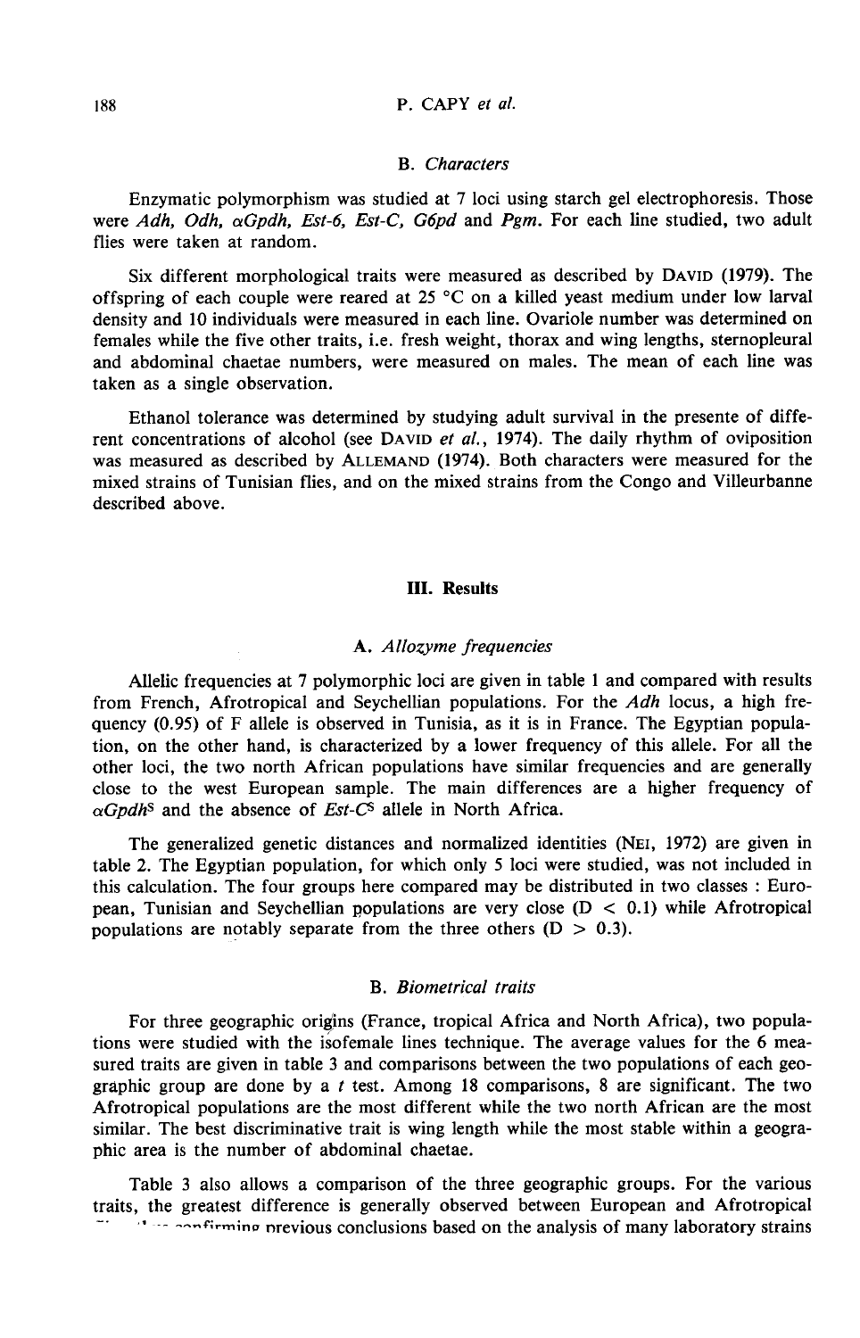### B. *Characters*

Enzymatic polymorphism was studied at 7 loci using starch gel electrophoresis. Those were *Adh, Odh, αGpdh, Est-6, Est-C, G6pd* and *Pgm*. For each line studied, two adult flies were taken at random.

Six different morphological traits were measured as described by DAVID (1979). The offspring of each couple were reared at 25 °C on a killed yeast medium under low larval density and 10 individuals were measured in each line. Ovariole number was determined on females while the five other traits, i.e. fresh weight, thorax and wing lengths, sternopleural and abdominal chaetae numbers, were measured on males. The mean of each line was taken as a single observation.

Ethanol tolerance was determined by studying adult survival in the presente of different concentrations of alcohol (see DAVID *et al.*, 1974). The daily rhythm of oviposition was measured as described by ALLEMAND (1974). Both characters were measured for the mixed strains of Tunisian flies, and on the mixed strains from the Congo and Villeurbanne described above.

## III. Results

### A. *Allozyme frequencies*

Allelic frequencies at 7 polymorphic loci are given in table 1 and compared with results from French, Afrotropical and Seychellian populations. For the *Adh* locus, a high frequency (0.95) of F allele is observed in Tunisia, as it is in France. The Egyptian population, on the other hand, is characterized by a lower frequency of this allele. For all the other loci, the two north African populations have similar frequencies and are generally close to the west European sample. The main differences are a higher frequency of $\alpha Gpdh^S$ and the absence of $Est\text{-}C^S$ allele in North Africa.

The generalized genetic distances and normalized identities (NEI, 1972) are given in table 2. The Egyptian population, for which only 5 loci were studied, was not included in this calculation. The four groups here compared may be distributed in two classes : European, Tunisian and Seychellian populations are very close ($D < 0.1$) while Afrotropical populations are notably separate from the three others ($D > 0.3$).

### B. *Biometrical traits*

For three geographic origins (France, tropical Africa and North Africa), two populations were studied with the isofemale lines technique. The average values for the 6 measured traits are given in table 3 and comparisons between the two populations of each geographic group are done by a *t* test. Among 18 comparisons, 8 are significant. The two Afrotropical populations are the most different while the two north African are the most similar. The best discriminative trait is wing length while the most stable within a geographic area is the number of abdominal chaetae.

Table 3 also allows a comparison of the three geographic groups. For the various traits, the greatest difference is generally observed between European and Afrotropical flies, confirming previous conclusions based on the analysis of many laboratory strains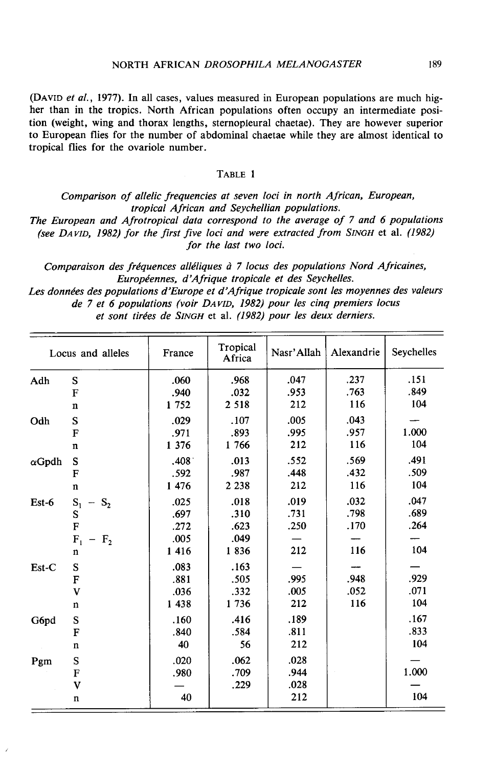(DAVID *et al.*, 1977). In all cases, values measured in European populations are much higher than in the tropics. North African populations often occupy an intermediate position (weight, wing and thorax lengths, sternopleural chaetae). They are however superior to European flies for the number of abdominal chaetae while they are almost identical to tropical flies for the ovariole number.

TABLE 1

*Comparison of allelic frequencies at seven loci in north African, European, tropical African and Seychellian populations.*
*The European and Afrotropical data correspond to the average of 7 and 6 populations (see DAVID, 1982) for the first five loci and were extracted from SINGH et al. (1982) for the last two loci.*

*Comparaison des fréquences alléliques à 7 locus des populations Nord Africaines, Européennes, d'Afrique tropicale et des Seychelles.*
*Les données des populations d'Europe et d'Afrique tropicale sont les moyennes des valeurs de 7 et 6 populations (voir DAVID, 1982) pour les cinq premiers locus et sont tirées de SINGH et al. (1982) pour les deux derniers.*

| Locus | Alleles | France | Tropical Africa | Nasr'Allah | Alexandrie | Seychelles |
|---|---|---|---|---|---|---|
| Adh | S | .060 | .968 | .047 | .237 | .151 |
| | F | .940 | .032 | .953 | .763 | .849 |
| | n | 1 752 | 2 518 | 212 | 116 | 104 |
| Odh | S | .029 | .107 | .005 | .043 | — |
| | F | .971 | .893 | .995 | .957 | 1.000 |
| | n | 1 376 | 1 766 | 212 | 116 | 104 |
| αGpdh | S | .408 | .013 | .552 | .569 | .491 |
| | F | .592 | .987 | .448 | .432 | .509 |
| | n | 1 476 | 2 238 | 212 | 116 | 104 |
| Est-6 | $S_1 - S_2$ | .025 | .018 | .019 | .032 | .047 |
| | S | .697 | .310 | .731 | .798 | .689 |
| | F | .272 | .623 | .250 | .170 | .264 |
| | $F_1 - F_2$ | .005 | .049 | — | — | — |
| | n | 1 416 | 1 836 | 212 | 116 | 104 |
| Est-C | S | .083 | .163 | — | — | — |
| | F | .881 | .505 | .995 | .948 | .929 |
| | V | .036 | .332 | .005 | .052 | .071 |
| | n | 1 438 | 1 736 | 212 | 116 | 104 |
| G6pd | S | .160 | .416 | .189 | | .167 |
| | F | .840 | .584 | .811 | | .833 |
| | n | 40 | 56 | 212 | | 104 |
| Pgm | S | .020 | .062 | .028 | | — |
| | F | .980 | .709 | .944 | | 1.000 |
| | V | — | .229 | .028 | | — |
| | n | 40 | | 212 | | 104 |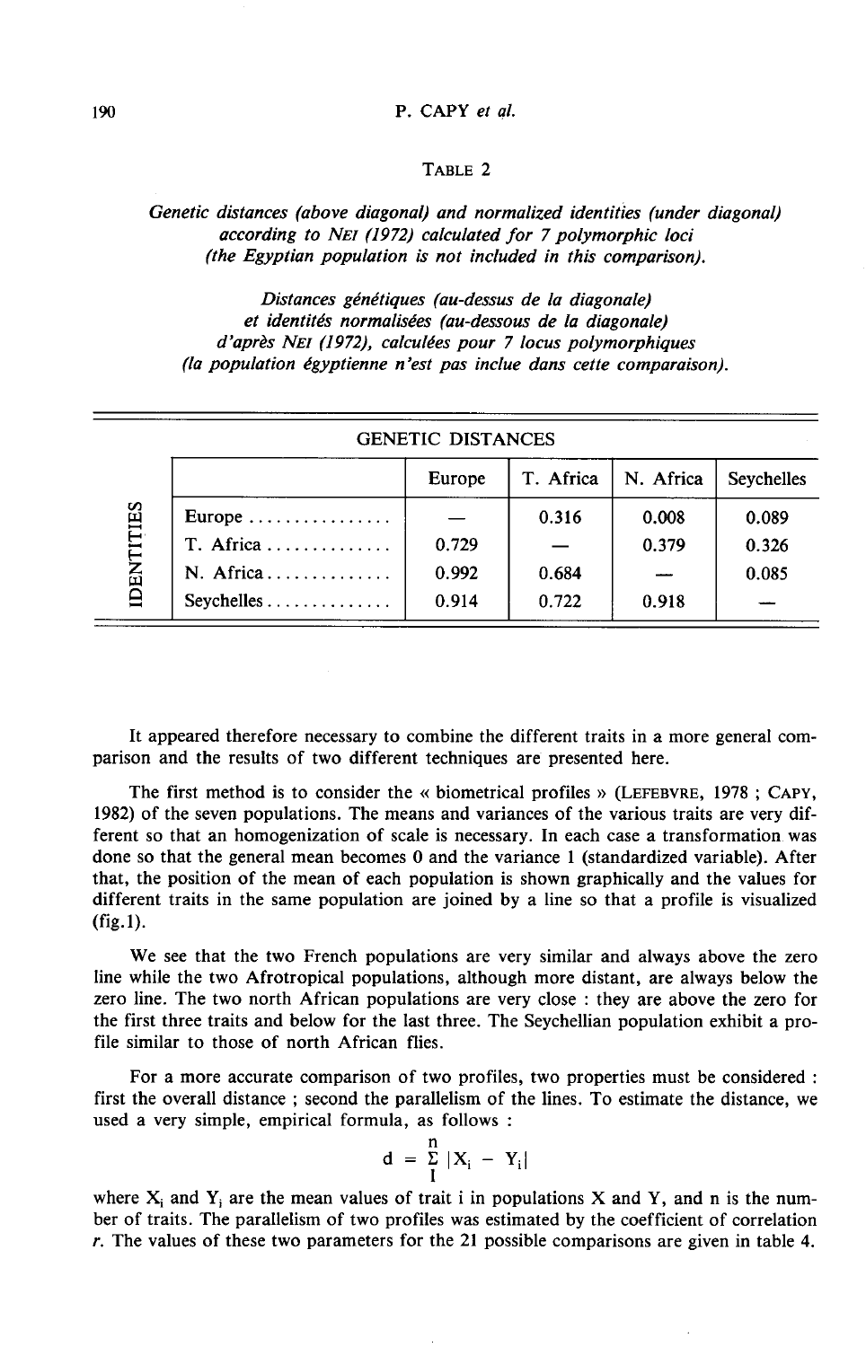TABLE 2

*Genetic distances (above diagonal) and normalized identities (under diagonal) according to* NEI *(1972) calculated for 7 polymorphic loci (the Egyptian population is not included in this comparison).*

*Distances génétiques (au-dessus de la diagonale) et identités normalisées (au-dessous de la diagonale) d'après* NEI *(1972), calculées pour 7 locus polymorphiques (la population égyptienne n'est pas inclue dans cette comparaison).*

| | GENETIC DISTANCES | | | |
|---|---|---|---|---|
| IDENTITIES | Europe | T. Africa | N. Africa | Seychelles |
| Europe | — | 0.316 | 0.008 | 0.089 |
| T. Africa | 0.729 | — | 0.379 | 0.326 |
| N. Africa | 0.992 | 0.684 | — | 0.085 |
| Seychelles | 0.914 | 0.722 | 0.918 | — |

It appeared therefore necessary to combine the different traits in a more general comparison and the results of two different techniques are presented here.

The first method is to consider the « biometrical profiles » (LEFEBVRE, 1978 ; CAPY, 1982) of the seven populations. The means and variances of the various traits are very different so that an homogenization of scale is necessary. In each case a transformation was done so that the general mean becomes 0 and the variance 1 (standardized variable). After that, the position of the mean of each population is shown graphically and the values for different traits in the same population are joined by a line so that a profile is visualized (fig.1).

We see that the two French populations are very similar and always above the zero line while the two Afrotropical populations, although more distant, are always below the zero line. The two north African populations are very close : they are above the zero for the first three traits and below for the last three. The Seychellian population exhibit a profile similar to those of north African flies.

For a more accurate comparison of two profiles, two properties must be considered : first the overall distance ; second the parallelism of the lines. To estimate the distance, we used a very simple, empirical formula, as follows :

$$d = \sum_{1}^{n} |X_i - Y_i|$$

where $X_i$ and $Y_i$ are the mean values of trait i in populations X and Y, and n is the number of traits. The parallelism of two profiles was estimated by the coefficient of correlation $r$. The values of these two parameters for the 21 possible comparisons are given in table 4.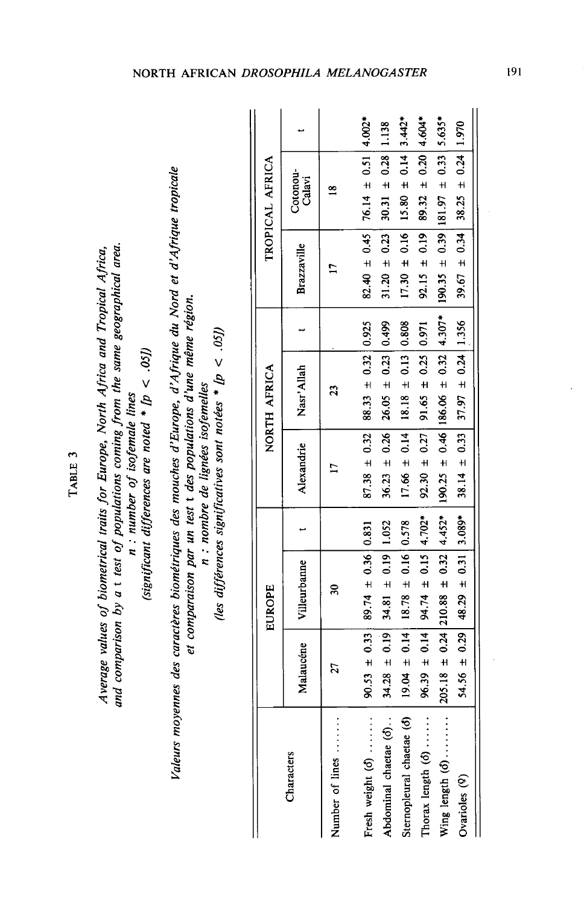TABLE 3

*Average values of biometrical traits for Europe, North Africa and Tropical Africa, and comparison by a t test of populations coming from the same geographical area.*
*n : number of isofemale lines*
*(significant differences are noted * [p < .05])*

*Valeurs moyennes des caractères biométriques des mouches d'Europe, d'Afrique du Nord et d'Afrique tropicale et comparaison par un test t des populations d'une même région.*
*n : nombre de lignées isofemelles*
*(les différences significatives sont notées * [p < .05])*

| Characters | EUROPE | | | NORTH AFRICA | | | TROPICAL AFRICA | | |
|---|---|---|---|---|---|---|---|---|---|
| | Malaucène | Villeurbanne | t | Alexandrie | Nasr'Allah | t | Brazzaville | Cotonou-Calavi | t |
| Number of lines ....... | 27 | 30 | | 17 | 23 | | 17 | 18 | |
| Fresh weight (♂) ....... | 90.53 ± 0.33 | 89.74 ± 0.36 | 0.831 | 87.38 ± 0.32 | 88.33 ± 0.32 | 0.925 | 82.40 ± 0.45 | 76.14 ± 0.51 | 4.002* |
| Abdominal chaetae (♂).. | 34.28 ± 0.19 | 34.81 ± 0.19 | 1.052 | 36.23 ± 0.26 | 26.05 ± 0.23 | 0.499 | 31.20 ± 0.23 | 30.31 ± 0.28 | 1.138 |
| Sternopleural chaetae (♂) | 19.04 ± 0.14 | 18.78 ± 0.16 | 0.578 | 17.66 ± 0.14 | 18.18 ± 0.13 | 0.808 | 17.30 ± 0.16 | 15.80 ± 0.14 | 3.442* |
| Thorax length (♂) ...... | 96.39 ± 0.14 | 94.74 ± 0.15 | 4.702* | 92.30 ± 0.27 | 91.65 ± 0.25 | 0.971 | 92.15 ± 0.19 | 89.32 ± 0.20 | 4.604* |
| Wing length (♂) ........ | 205.18 ± 0.24 | 210.88 ± 0.32 | 4.452* | 190.25 ± 0.46 | 186.06 ± 0.32 | 4.307* | 190.35 ± 0.39 | 181.97 ± 0.33 | 5.635* |
| Ovarioles (♀) | 54.56 ± 0.29 | 48.29 ± 0.31 | 3.089* | 38.14 ± 0.33 | 37.97 ± 0.24 | 1.356 | 39.67 ± 0.34 | 38.25 ± 0.24 | 1.970 |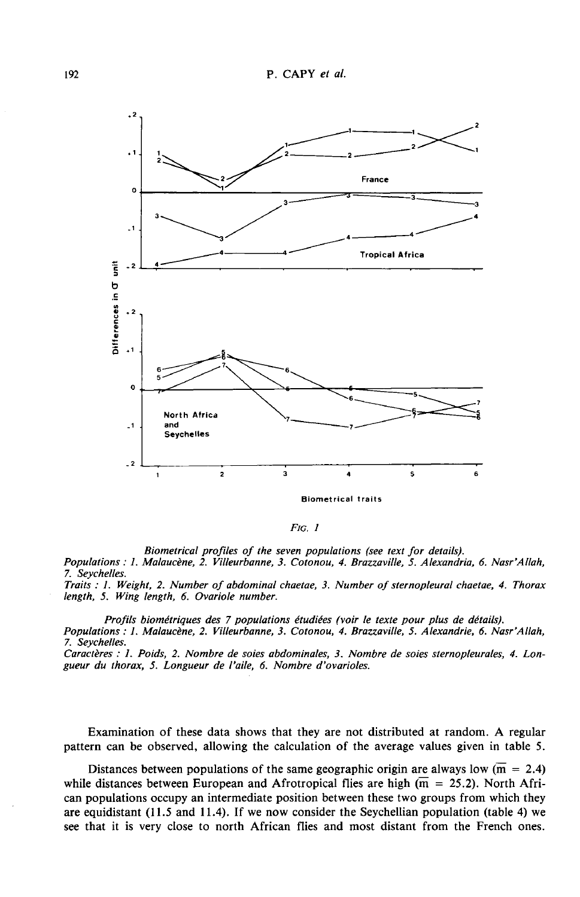*FIG. 1*

*Biometrical profiles of the seven populations (see text for details).*
*Populations : 1. Malaucène, 2. Villeurbanne, 3. Cotonou, 4. Brazzaville, 5. Alexandria, 6. Nasr'Allah, 7. Seychelles.*
*Traits : 1. Weight, 2. Number of abdominal chaetae, 3. Number of sternopleural chaetae, 4. Thorax length, 5. Wing length, 6. Ovariole number.*

*Profils biométriques des 7 populations étudiées (voir le texte pour plus de détails).*
*Populations : 1. Malaucène, 2. Villeurbanne, 3. Cotonou, 4. Brazzaville, 5. Alexandrie, 6. Nasr'Allah, 7. Seychelles.*
*Caractères : 1. Poids, 2. Nombre de soies abdominales, 3. Nombre de soies sternopleurales, 4. Longueur du thorax, 5. Longueur de l'aile, 6. Nombre d'ovarioles.*

Examination of these data shows that they are not distributed at random. A regular pattern can be observed, allowing the calculation of the average values given in table 5.

Distances between populations of the same geographic origin are always low ($\overline{m} = 2.4$) while distances between European and Afrotropical flies are high ($\overline{m} = 25.2$). North African populations occupy an intermediate position between these two groups from which they are equidistant (11.5 and 11.4). If we now consider the Seychellian population (table 4) we see that it is very close to north African flies and most distant from the French ones.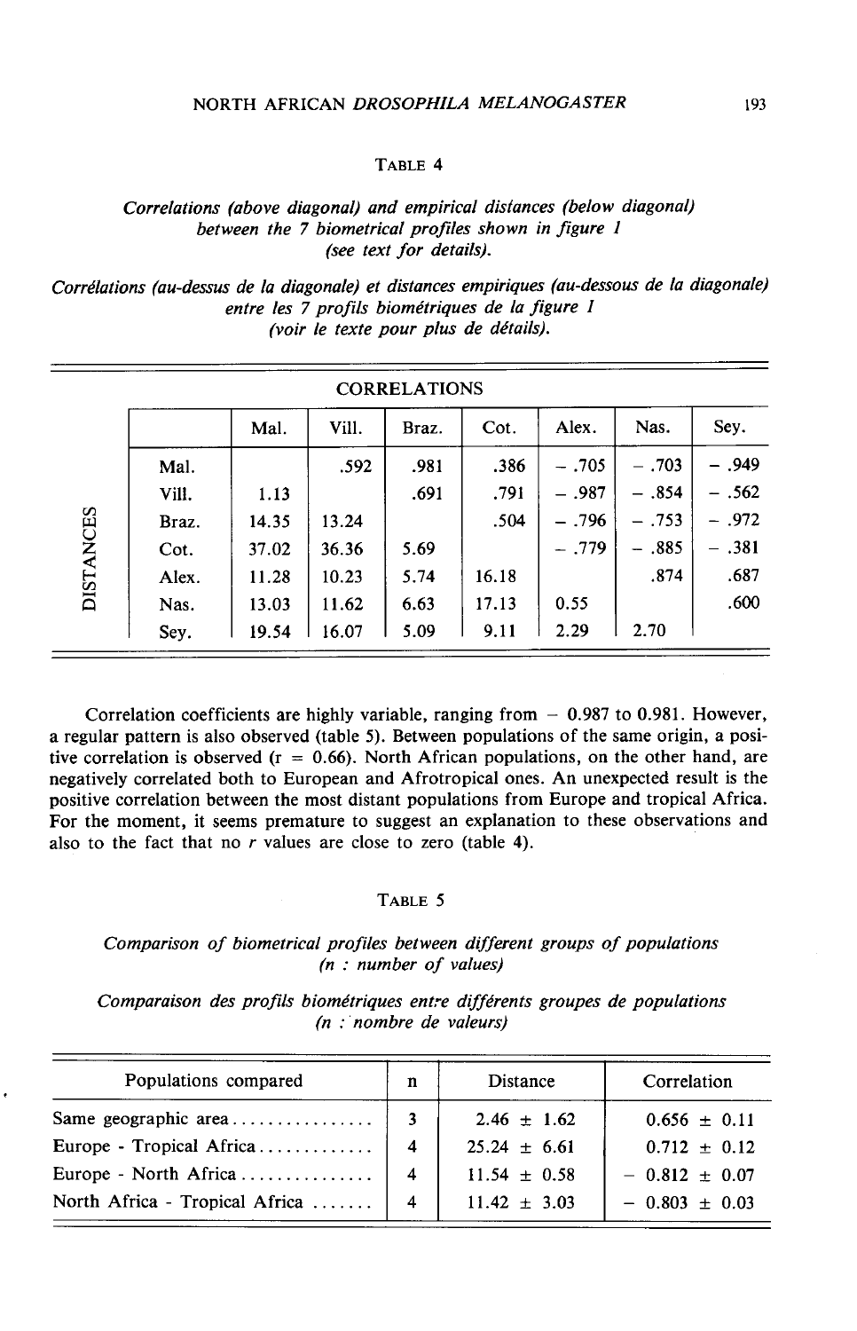TABLE 4

*Correlations (above diagonal) and empirical distances (below diagonal) between the 7 biometrical profiles shown in figure 1 (see text for details).*

*Corrélations (au-dessus de la diagonale) et distances empiriques (au-dessous de la diagonale) entre les 7 profils biométriques de la figure 1 (voir le texte pour plus de détails).*

| | | CORRELATIONS | | | | | | |
|---|---|---|---|---|---|---|---|---|
| | | Mal. | Vill. | Braz. | Cot. | Alex. | Nas. | Sey. |
| DISTANCES | Mal. | | .592 | .981 | .386 | − .705 | − .703 | − .949 |
| | Vill. | 1.13 | | .691 | .791 | − .987 | − .854 | − .562 |
| | Braz. | 14.35 | 13.24 | | .504 | − .796 | − .753 | − .972 |
| | Cot. | 37.02 | 36.36 | 5.69 | | − .779 | − .885 | − .381 |
| | Alex. | 11.28 | 10.23 | 5.74 | 16.18 | | .874 | .687 |
| | Nas. | 13.03 | 11.62 | 6.63 | 17.13 | 0.55 | | .600 |
| | Sey. | 19.54 | 16.07 | 5.09 | 9.11 | 2.29 | 2.70 | |

Correlation coefficients are highly variable, ranging from − 0.987 to 0.981. However, a regular pattern is also observed (table 5). Between populations of the same origin, a positive correlation is observed ($r = 0.66$). North African populations, on the other hand, are negatively correlated both to European and Afrotropical ones. An unexpected result is the positive correlation between the most distant populations from Europe and tropical Africa. For the moment, it seems premature to suggest an explanation to these observations and also to the fact that no $r$ values are close to zero (table 4).

TABLE 5

*Comparison of biometrical profiles between different groups of populations (n : number of values)*

*Comparaison des profils biométriques entre différents groupes de populations (n : nombre de valeurs)*

| Populations compared | n | Distance | Correlation |
|---|---|---|---|
| Same geographic area | 3 | 2.46 ± 1.62 | 0.656 ± 0.11 |
| Europe - Tropical Africa | 4 | 25.24 ± 6.61 | 0.712 ± 0.12 |
| Europe - North Africa | 4 | 11.54 ± 0.58 | − 0.812 ± 0.07 |
| North Africa - Tropical Africa | 4 | 11.42 ± 3.03 | − 0.803 ± 0.03 |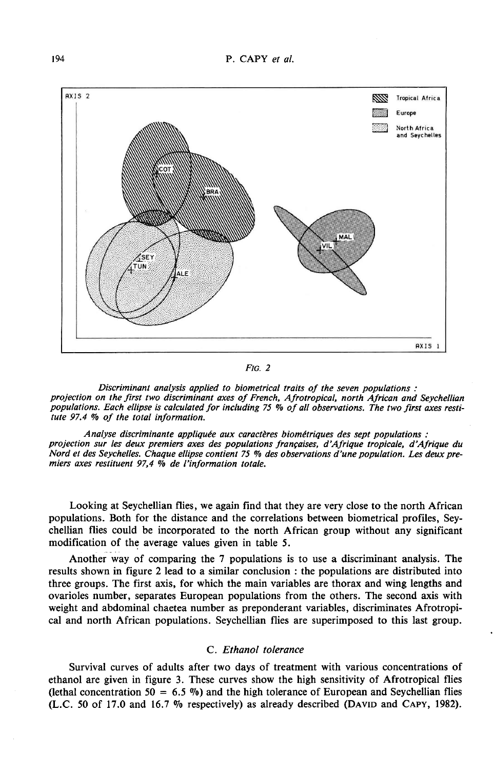FIG. 2

*Discriminant analysis applied to biometrical traits of the seven populations : projection on the first two discriminant axes of French, Afrotropical, north African and Seychellian populations. Each ellipse is calculated for including 75 % of all observations. The two first axes restitute 97.4 % of the total information.*

*Analyse discriminante appliquée aux caractères biométriques des sept populations : projection sur les deux premiers axes des populations françaises, d'Afrique tropicale, d'Afrique du Nord et des Seychelles. Chaque ellipse contient 75 % des observations d'une population. Les deux premiers axes restituent 97,4 % de l'information totale.*

Looking at Seychellian flies, we again find that they are very close to the north African populations. Both for the distance and the correlations between biometrical profiles, Seychellian flies could be incorporated to the north African group without any significant modification of the average values given in table 5.

Another way of comparing the 7 populations is to use a discriminant analysis. The results shown in figure 2 lead to a similar conclusion : the populations are distributed into three groups. The first axis, for which the main variables are thorax and wing lengths and ovarioles number, separates European populations from the others. The second axis with weight and abdominal chaetea number as preponderant variables, discriminates Afrotropical and north African populations. Seychellian flies are superimposed to this last group.

### C. *Ethanol tolerance*

Survival curves of adults after two days of treatment with various concentrations of ethanol are given in figure 3. These curves show the high sensitivity of Afrotropical flies (lethal concentration 50 = 6.5 %) and the high tolerance of European and Seychellian flies (L.C. 50 of 17.0 and 16.7 % respectively) as already described (DAVID and CAPY, 1982).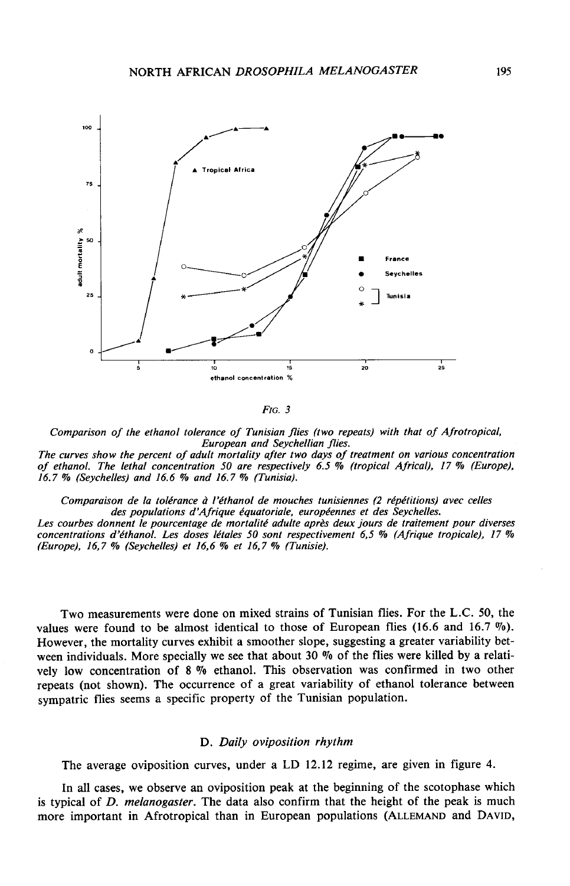*FIG. 3*

*Comparison of the ethanol tolerance of Tunisian flies (two repeats) with that of Afrotropical, European and Seychellian flies.*
*The curves show the percent of adult mortality after two days of treatment on various concentration of ethanol. The lethal concentration 50 are respectively 6.5 % (tropical Africal), 17 % (Europe), 16.7 % (Seychelles) and 16.6 % and 16.7 % (Tunisia).*

*Comparaison de la tolérance à l'éthanol de mouches tunisiennes (2 répétitions) avec celles des populations d'Afrique équatoriale, européennes et des Seychelles.*
*Les courbes donnent le pourcentage de mortalité adulte après deux jours de traitement pour diverses concentrations d'éthanol. Les doses létales 50 sont respectivement 6,5 % (Afrique tropicale), 17 % (Europe), 16,7 % (Seychelles) et 16,6 % et 16,7 % (Tunisie).*

Two measurements were done on mixed strains of Tunisian flies. For the L.C. 50, the values were found to be almost identical to those of European flies (16.6 and 16.7 %). However, the mortality curves exhibit a smoother slope, suggesting a greater variability between individuals. More specially we see that about 30 % of the flies were killed by a relatively low concentration of 8 % ethanol. This observation was confirmed in two other repeats (not shown). The occurrence of a great variability of ethanol tolerance between sympatric flies seems a specific property of the Tunisian population.

### D. *Daily oviposition rhythm*

The average oviposition curves, under a LD 12.12 regime, are given in figure 4.

In all cases, we observe an oviposition peak at the beginning of the scotophase which is typical of *D. melanogaster*. The data also confirm that the height of the peak is much more important in Afrotropical than in European populations (ALLEMAND and DAVID,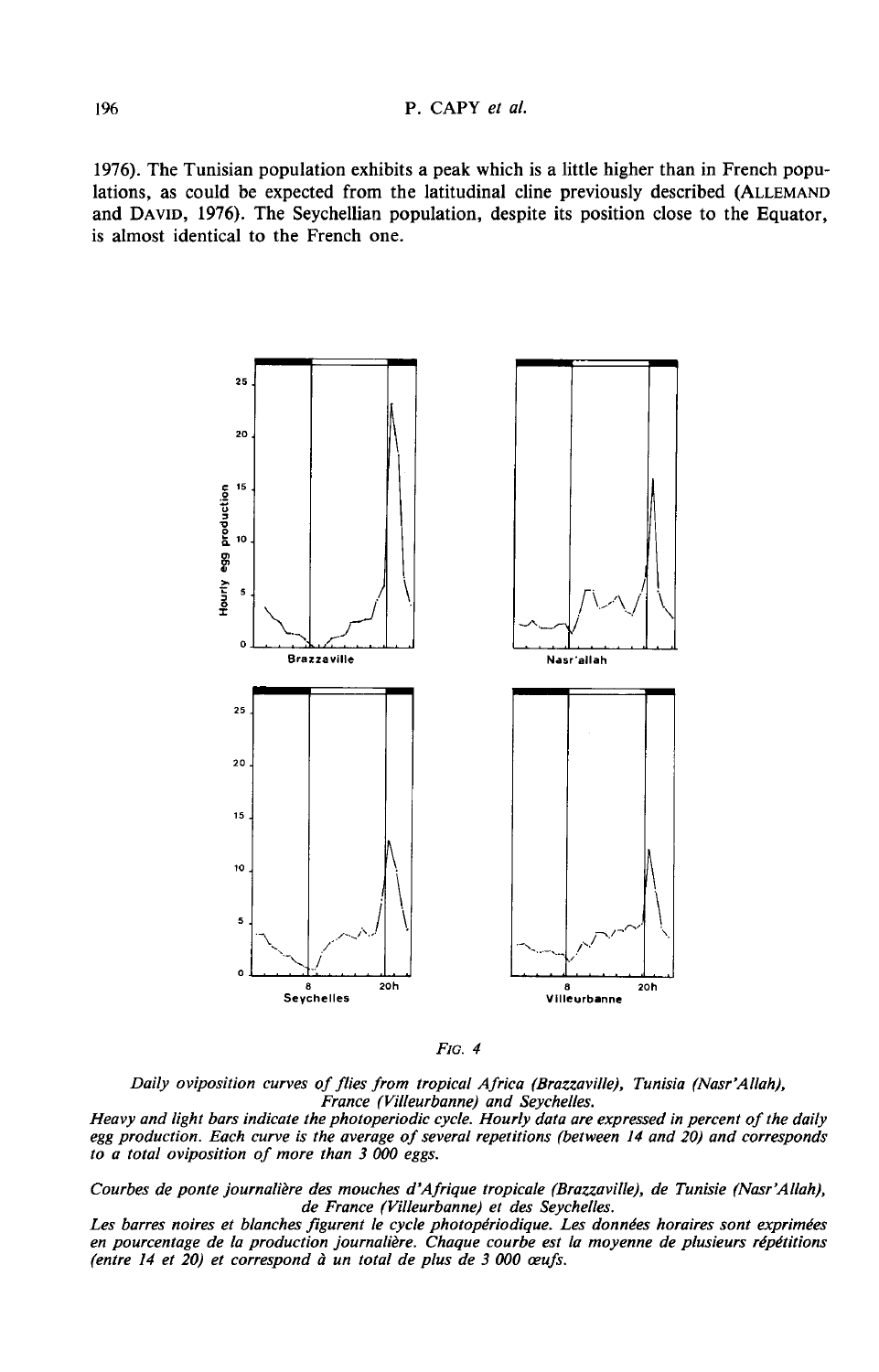1976). The Tunisian population exhibits a peak which is a little higher than in French populations, as could be expected from the latitudinal cline previously described (ALLEMAND and DAVID, 1976). The Seychellian population, despite its position close to the Equator, is almost identical to the French one.

*FIG. 4*

*Daily oviposition curves of flies from tropical Africa (Brazzaville), Tunisia (Nasr'Allah), France (Villeurbanne) and Seychelles.*
*Heavy and light bars indicate the photoperiodic cycle. Hourly data are expressed in percent of the daily egg production. Each curve is the average of several repetitions (between 14 and 20) and corresponds to a total oviposition of more than 3 000 eggs.*

*Courbes de ponte journalière des mouches d'Afrique tropicale (Brazzaville), de Tunisie (Nasr'Allah), de France (Villeurbanne) et des Seychelles.*
*Les barres noires et blanches figurent le cycle photopériodique. Les données horaires sont exprimées en pourcentage de la production journalière. Chaque courbe est la moyenne de plusieurs répétitions (entre 14 et 20) et correspond à un total de plus de 3 000 œufs.*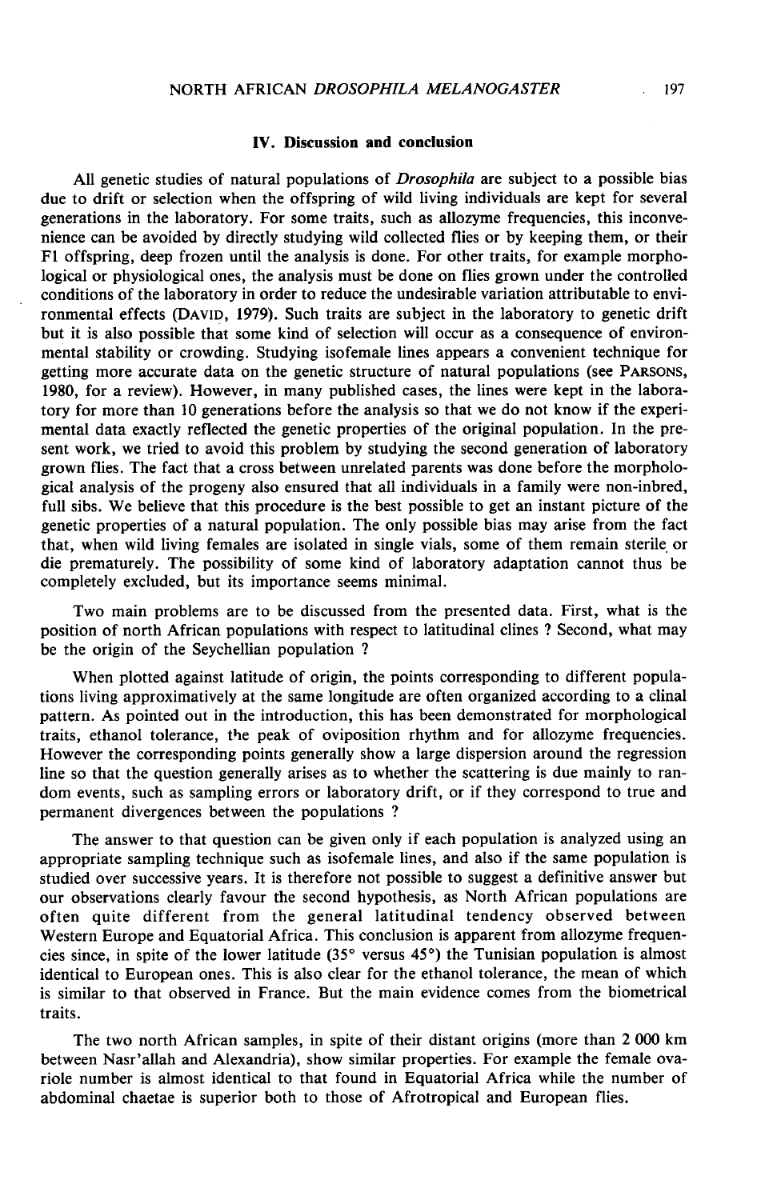## IV. Discussion and conclusion

All genetic studies of natural populations of *Drosophila* are subject to a possible bias due to drift or selection when the offspring of wild living individuals are kept for several generations in the laboratory. For some traits, such as allozyme frequencies, this inconvenience can be avoided by directly studying wild collected flies or by keeping them, or their F1 offspring, deep frozen until the analysis is done. For other traits, for example morphological or physiological ones, the analysis must be done on flies grown under the controlled conditions of the laboratory in order to reduce the undesirable variation attributable to environmental effects (DAVID, 1979). Such traits are subject in the laboratory to genetic drift but it is also possible that some kind of selection will occur as a consequence of environmental stability or crowding. Studying isofemale lines appears a convenient technique for getting more accurate data on the genetic structure of natural populations (see PARSONS, 1980, for a review). However, in many published cases, the lines were kept in the laboratory for more than 10 generations before the analysis so that we do not know if the experimental data exactly reflected the genetic properties of the original population. In the present work, we tried to avoid this problem by studying the second generation of laboratory grown flies. The fact that a cross between unrelated parents was done before the morphological analysis of the progeny also ensured that all individuals in a family were non-inbred, full sibs. We believe that this procedure is the best possible to get an instant picture of the genetic properties of a natural population. The only possible bias may arise from the fact that, when wild living females are isolated in single vials, some of them remain sterile or die prematurely. The possibility of some kind of laboratory adaptation cannot thus be completely excluded, but its importance seems minimal.

Two main problems are to be discussed from the presented data. First, what is the position of north African populations with respect to latitudinal clines ? Second, what may be the origin of the Seychellian population ?

When plotted against latitude of origin, the points corresponding to different populations living approximatively at the same longitude are often organized according to a clinal pattern. As pointed out in the introduction, this has been demonstrated for morphological traits, ethanol tolerance, the peak of oviposition rhythm and for allozyme frequencies. However the corresponding points generally show a large dispersion around the regression line so that the question generally arises as to whether the scattering is due mainly to random events, such as sampling errors or laboratory drift, or if they correspond to true and permanent divergences between the populations ?

The answer to that question can be given only if each population is analyzed using an appropriate sampling technique such as isofemale lines, and also if the same population is studied over successive years. It is therefore not possible to suggest a definitive answer but our observations clearly favour the second hypothesis, as North African populations are often quite different from the general latitudinal tendency observed between Western Europe and Equatorial Africa. This conclusion is apparent from allozyme frequencies since, in spite of the lower latitude (35° versus 45°) the Tunisian population is almost identical to European ones. This is also clear for the ethanol tolerance, the mean of which is similar to that observed in France. But the main evidence comes from the biometrical traits.

The two north African samples, in spite of their distant origins (more than 2 000 km between Nasr'allah and Alexandria), show similar properties. For example the female ovariole number is almost identical to that found in Equatorial Africa while the number of abdominal chaetae is superior both to those of Afrotropical and European flies.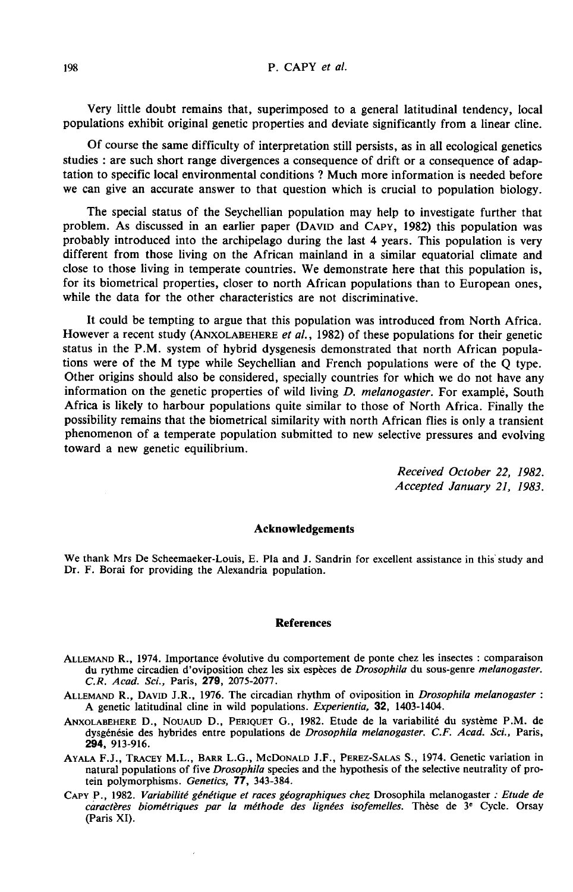Very little doubt remains that, superimposed to a general latitudinal tendency, local populations exhibit original genetic properties and deviate significantly from a linear cline.

Of course the same difficulty of interpretation still persists, as in all ecological genetics studies : are such short range divergences a consequence of drift or a consequence of adaptation to specific local environmental conditions ? Much more information is needed before we can give an accurate answer to that question which is crucial to population biology.

The special status of the Seychellian population may help to investigate further that problem. As discussed in an earlier paper (DAVID and CAPY, 1982) this population was probably introduced into the archipelago during the last 4 years. This population is very different from those living on the African mainland in a similar equatorial climate and close to those living in temperate countries. We demonstrate here that this population is, for its biometrical properties, closer to north African populations than to European ones, while the data for the other characteristics are not discriminative.

It could be tempting to argue that this population was introduced from North Africa. However a recent study (ANXOLABEHERE *et al.*, 1982) of these populations for their genetic status in the P.M. system of hybrid dysgenesis demonstrated that north African populations were of the M type while Seychellian and French populations were of the Q type. Other origins should also be considered, specially countries for which we do not have any information on the genetic properties of wild living *D. melanogaster*. For example, South Africa is likely to harbour populations quite similar to those of North Africa. Finally the possibility remains that the biometrical similarity with north African flies is only a transient phenomenon of a temperate population submitted to new selective pressures and evolving toward a new genetic equilibrium.

*Received October 22, 1982.*
*Accepted January 21, 1983.*

## Acknowledgements

We thank Mrs De Scheemaeker-Louis, E. Pla and J. Sandrin for excellent assistance in this study and Dr. F. Borai for providing the Alexandria population.

## References

ALLEMAND R., 1974. Importance évolutive du comportement de ponte chez les insectes : comparaison du rythme circadien d'oviposition chez les six espèces de *Drosophila* du sous-genre *melanogaster*. *C.R. Acad. Sci.*, Paris, **279**, 2075-2077.

ALLEMAND R., DAVID J.R., 1976. The circadian rhythm of oviposition in *Drosophila melanogaster* : A genetic latitudinal cline in wild populations. *Experientia*, **32**, 1403-1404.

ANXOLABEHERE D., NOUAUD D., PERIQUET G., 1982. Etude de la variabilité du système P.M. de dysgénésie des hybrides entre populations de *Drosophila melanogaster*. *C.F. Acad. Sci.*, Paris, **294**, 913-916.

AYALA F.J., TRACEY M.L., BARR L.G., MCDONALD J.F., PEREZ-SALAS S., 1974. Genetic variation in natural populations of five *Drosophila* species and the hypothesis of the selective neutrality of protein polymorphisms. *Genetics*, **77**, 343-384.

CAPY P., 1982. *Variabilité génétique et races géographiques chez* Drosophila melanogaster *: Etude de caractères biométriques par la méthode des lignées isofemelles*. Thèse de 3[e] Cycle. Orsay (Paris XI).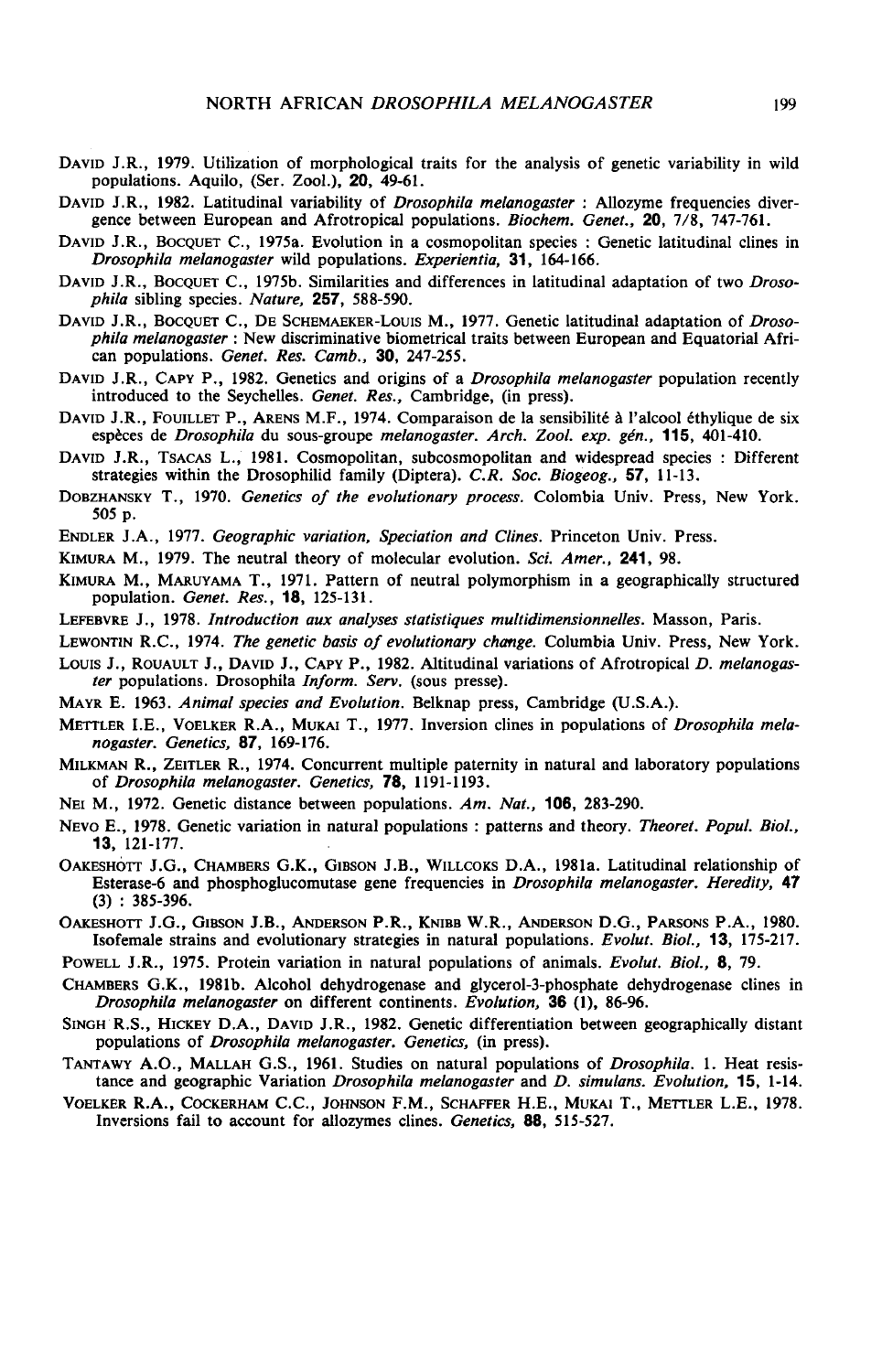DAVID J.R., 1979. Utilization of morphological traits for the analysis of genetic variability in wild populations. Aquilo, (Ser. Zool.), **20**, 49-61.

DAVID J.R., 1982. Latitudinal variability of *Drosophila melanogaster* : Allozyme frequencies divergence between European and Afrotropical populations. *Biochem. Genet.*, **20**, 7/8, 747-761.

DAVID J.R., BOCQUET C., 1975a. Evolution in a cosmopolitan species : Genetic latitudinal clines in *Drosophila melanogaster* wild populations. *Experientia*, **31**, 164-166.

DAVID J.R., BOCQUET C., 1975b. Similarities and differences in latitudinal adaptation of two *Drosophila* sibling species. *Nature*, **257**, 588-590.

DAVID J.R., BOCQUET C., DE SCHEMAEKER-LOUIS M., 1977. Genetic latitudinal adaptation of *Drosophila melanogaster* : New discriminative biometrical traits between European and Equatorial African populations. *Genet. Res. Camb.*, **30**, 247-255.

DAVID J.R., CAPY P., 1982. Genetics and origins of a *Drosophila melanogaster* population recently introduced to the Seychelles. *Genet. Res.*, Cambridge, (in press).

DAVID J.R., FOUILLET P., ARENS M.F., 1974. Comparaison de la sensibilité à l'alcool éthylique de six espèces de *Drosophila* du sous-groupe *melanogaster*. *Arch. Zool. exp. gén.*, **115**, 401-410.

DAVID J.R., TSACAS L., 1981. Cosmopolitan, subcosmopolitan and widespread species : Different strategies within the Drosophilid family (Diptera). *C.R. Soc. Biogeog.*, **57**, 11-13.

DOBZHANSKY T., 1970. *Genetics of the evolutionary process*. Colombia Univ. Press, New York. 505 p.

ENDLER J.A., 1977. *Geographic variation, Speciation and Clines*. Princeton Univ. Press.

KIMURA M., 1979. The neutral theory of molecular evolution. *Sci. Amer.*, **241**, 98.

KIMURA M., MARUYAMA T., 1971. Pattern of neutral polymorphism in a geographically structured population. *Genet. Res.*, **18**, 125-131.

LEFEBVRE J., 1978. *Introduction aux analyses statistiques multidimensionnelles*. Masson, Paris.

LEWONTIN R.C., 1974. *The genetic basis of evolutionary change*. Columbia Univ. Press, New York.

LOUIS J., ROUAULT J., DAVID J., CAPY P., 1982. Altitudinal variations of Afrotropical *D. melanogaster* populations. Drosophila *Inform. Serv.* (sous presse).

MAYR E. 1963. *Animal species and Evolution*. Belknap press, Cambridge (U.S.A.).

METTLER I.E., VOELKER R.A., MUKAI T., 1977. Inversion clines in populations of *Drosophila melanogaster*. *Genetics*, **87**, 169-176.

MILKMAN R., ZEITLER R., 1974. Concurrent multiple paternity in natural and laboratory populations of *Drosophila melanogaster*. *Genetics*, **78**, 1191-1193.

NEI M., 1972. Genetic distance between populations. *Am. Nat.*, **106**, 283-290.

NEVO E., 1978. Genetic variation in natural populations : patterns and theory. *Theoret. Popul. Biol.*, **13**, 121-177.

OAKESHOTT J.G., CHAMBERS G.K., GIBSON J.B., WILLCOKS D.A., 1981a. Latitudinal relationship of Esterase-6 and phosphoglucomutase gene frequencies in *Drosophila melanogaster*. *Heredity*, **47** (3) : 385-396.

OAKESHOTT J.G., GIBSON J.B., ANDERSON P.R., KNIBB W.R., ANDERSON D.G., PARSONS P.A., 1980. Isofemale strains and evolutionary strategies in natural populations. *Evolut. Biol.*, **13**, 175-217.

POWELL J.R., 1975. Protein variation in natural populations of animals. *Evolut. Biol.*, **8**, 79.

CHAMBERS G.K., 1981b. Alcohol dehydrogenase and glycerol-3-phosphate dehydrogenase clines in *Drosophila melanogaster* on different continents. *Evolution*, **36** (1), 86-96.

SINGH R.S., HICKEY D.A., DAVID J.R., 1982. Genetic differentiation between geographically distant populations of *Drosophila melanogaster*. *Genetics*, (in press).

TANTAWY A.O., MALLAH G.S., 1961. Studies on natural populations of *Drosophila*. 1. Heat resistance and geographic Variation *Drosophila melanogaster* and *D. simulans*. *Evolution*, **15**, 1-14.

VOELKER R.A., COCKERHAM C.C., JOHNSON F.M., SCHAFFER H.E., MUKAI T., METTLER L.E., 1978. Inversions fail to account for allozymes clines. *Genetics*, **88**, 515-527.